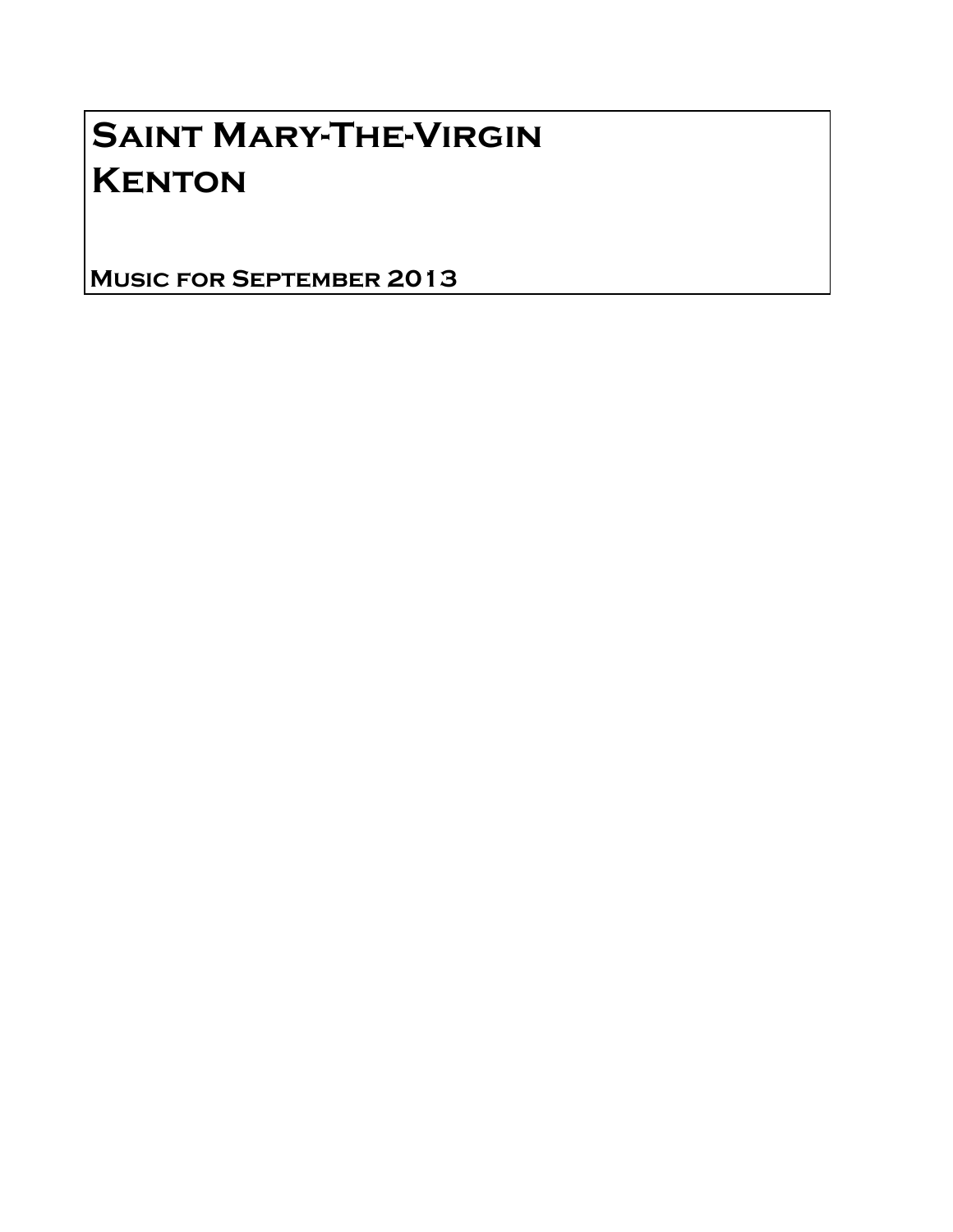# Saint Mary-The-Virgin
# Kenton

**Music for September 2013**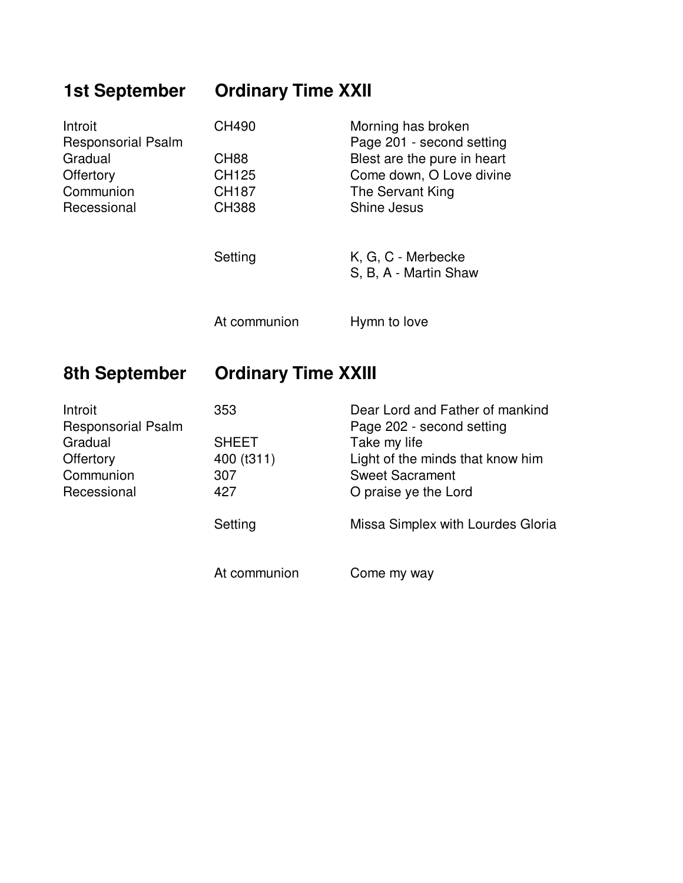## 1st September Ordinary Time XXII

| | | |
|---|---|---|
| Introit | CH490 | Morning has broken |
| Responsorial Psalm | | Page 201 - second setting |
| Gradual | CH88 | Blest are the pure in heart |
| Offertory | CH125 | Come down, O Love divine |
| Communion | CH187 | The Servant King |
| Recessional | CH388 | Shine Jesus |
| | Setting | K, G, C - Merbecke<br>S, B, A - Martin Shaw |
| | At communion | Hymn to love |

## 8th September Ordinary Time XXIII

| | | |
|---|---|---|
| Introit | 353 | Dear Lord and Father of mankind |
| Responsorial Psalm | | Page 202 - second setting |
| Gradual | SHEET | Take my life |
| Offertory | 400 (t311) | Light of the minds that know him |
| Communion | 307 | Sweet Sacrament |
| Recessional | 427 | O praise ye the Lord |
| | Setting | Missa Simplex with Lourdes Gloria |
| | At communion | Come my way |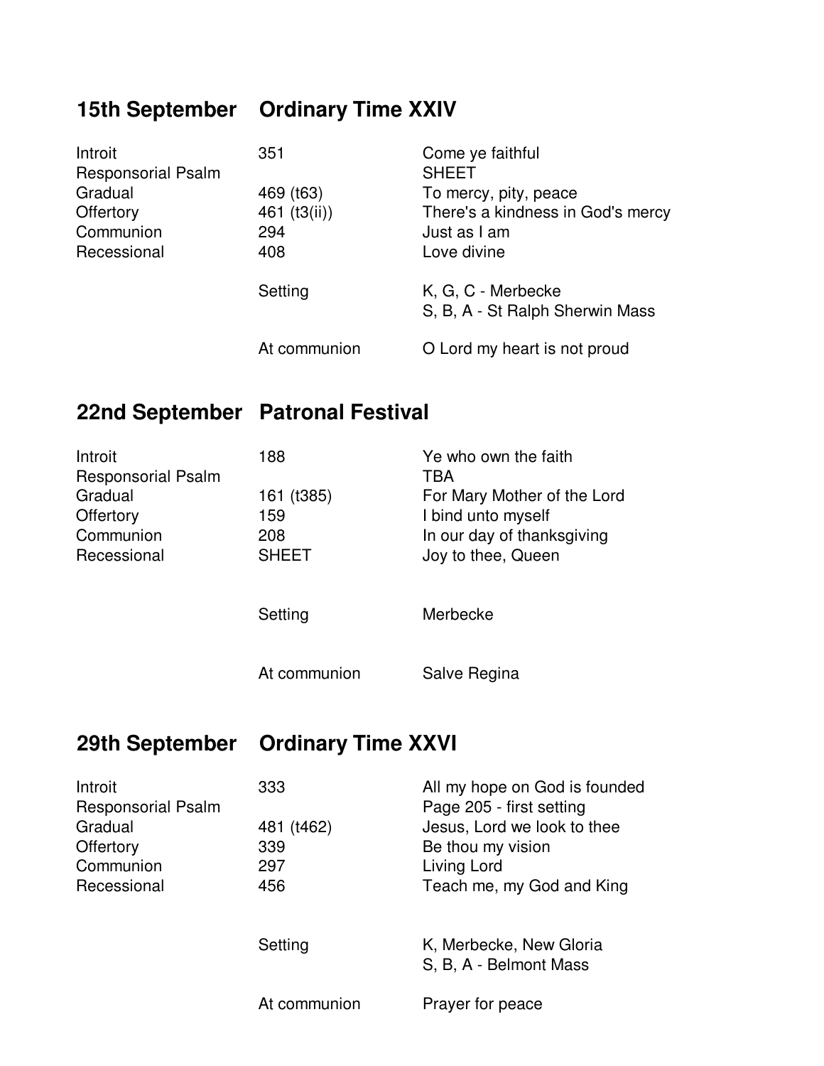## 15th September Ordinary Time XXIV

| | | |
|---|---|---|
| Introit | 351 | Come ye faithful |
| Responsorial Psalm | | SHEET |
| Gradual | 469 (t63) | To mercy, pity, peace |
| Offertory | 461 (t3(ii)) | There's a kindness in God's mercy |
| Communion | 294 | Just as I am |
| Recessional | 408 | Love divine |
| | Setting | K, G, C - Merbecke<br>S, B, A - St Ralph Sherwin Mass |
| | At communion | O Lord my heart is not proud |

## 22nd September Patronal Festival

| | | |
|---|---|---|
| Introit | 188 | Ye who own the faith |
| Responsorial Psalm | | TBA |
| Gradual | 161 (t385) | For Mary Mother of the Lord |
| Offertory | 159 | I bind unto myself |
| Communion | 208 | In our day of thanksgiving |
| Recessional | SHEET | Joy to thee, Queen |
| | Setting | Merbecke |
| | At communion | Salve Regina |

## 29th September Ordinary Time XXVI

| | | |
|---|---|---|
| Introit | 333 | All my hope on God is founded |
| Responsorial Psalm | | Page 205 - first setting |
| Gradual | 481 (t462) | Jesus, Lord we look to thee |
| Offertory | 339 | Be thou my vision |
| Communion | 297 | Living Lord |
| Recessional | 456 | Teach me, my God and King |
| | Setting | K, Merbecke, New Gloria<br>S, B, A - Belmont Mass |
| | At communion | Prayer for peace |